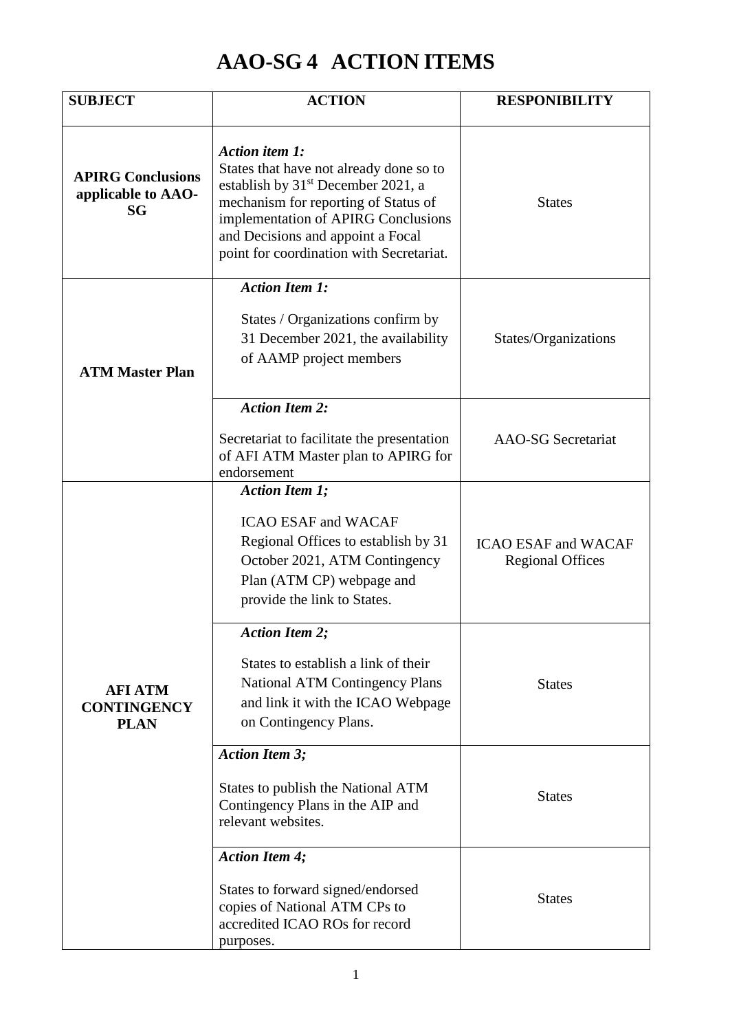# AAO-SG 4 ACTION ITEMS

| SUBJECT | ACTION | RESPONIBILITY |
|---|---|---|
| **APIRG Conclusions applicable to AAO-SG** | ***Action item 1:*** States that have not already done so to establish by 31st December 2021, a mechanism for reporting of Status of implementation of APIRG Conclusions and Decisions and appoint a Focal point for coordination with Secretariat. | States |
| **ATM Master Plan** | ***Action Item 1:*** States / Organizations confirm by 31 December 2021, the availability of AAMP project members | States/Organizations |
| | ***Action Item 2:*** Secretariat to facilitate the presentation of AFI ATM Master plan to APIRG for endorsement | AAO-SG Secretariat |
| **AFI ATM CONTINGENCY PLAN** | ***Action Item 1;*** ICAO ESAF and WACAF Regional Offices to establish by 31 October 2021, ATM Contingency Plan (ATM CP) webpage and provide the link to States. | ICAO ESAF and WACAF Regional Offices |
| | ***Action Item 2;*** States to establish a link of their National ATM Contingency Plans and link it with the ICAO Webpage on Contingency Plans. | States |
| | ***Action Item 3;*** States to publish the National ATM Contingency Plans in the AIP and relevant websites. | States |
| | ***Action Item 4;*** States to forward signed/endorsed copies of National ATM CPs to accredited ICAO ROs for record purposes. | States |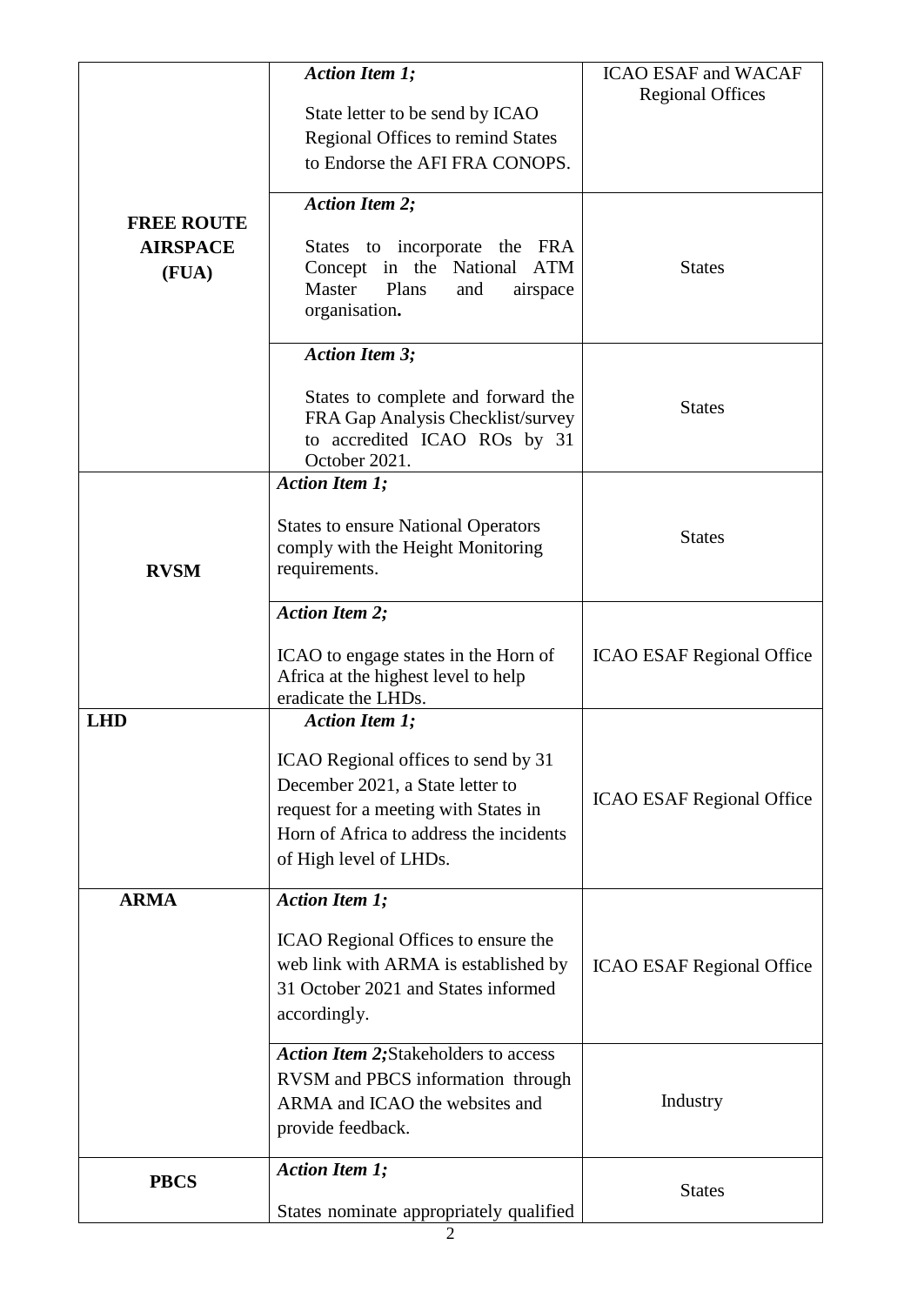| | | |
|---|---|---|
| **FREE ROUTE AIRSPACE (FUA)** | ***Action Item 1;*** State letter to be send by ICAO Regional Offices to remind States to Endorse the AFI FRA CONOPS. | ICAO ESAF and WACAF Regional Offices |
| | ***Action Item 2;*** States to incorporate the FRA Concept in the National ATM Master Plans and airspace organisation**.** | States |
| | ***Action Item 3;*** States to complete and forward the FRA Gap Analysis Checklist/survey to accredited ICAO ROs by 31 October 2021. | States |
| **RVSM** | ***Action Item 1;*** States to ensure National Operators comply with the Height Monitoring requirements. | States |
| | ***Action Item 2;*** ICAO to engage states in the Horn of Africa at the highest level to help eradicate the LHDs. | ICAO ESAF Regional Office |
| **LHD** | ***Action Item 1;*** ICAO Regional offices to send by 31 December 2021, a State letter to request for a meeting with States in Horn of Africa to address the incidents of High level of LHDs. | ICAO ESAF Regional Office |
| **ARMA** | ***Action Item 1;*** ICAO Regional Offices to ensure the web link with ARMA is established by 31 October 2021 and States informed accordingly. | ICAO ESAF Regional Office |
| | ***Action Item 2;*** Stakeholders to access RVSM and PBCS information through ARMA and ICAO the websites and provide feedback. | Industry |
| **PBCS** | ***Action Item 1;*** States nominate appropriately qualified | States |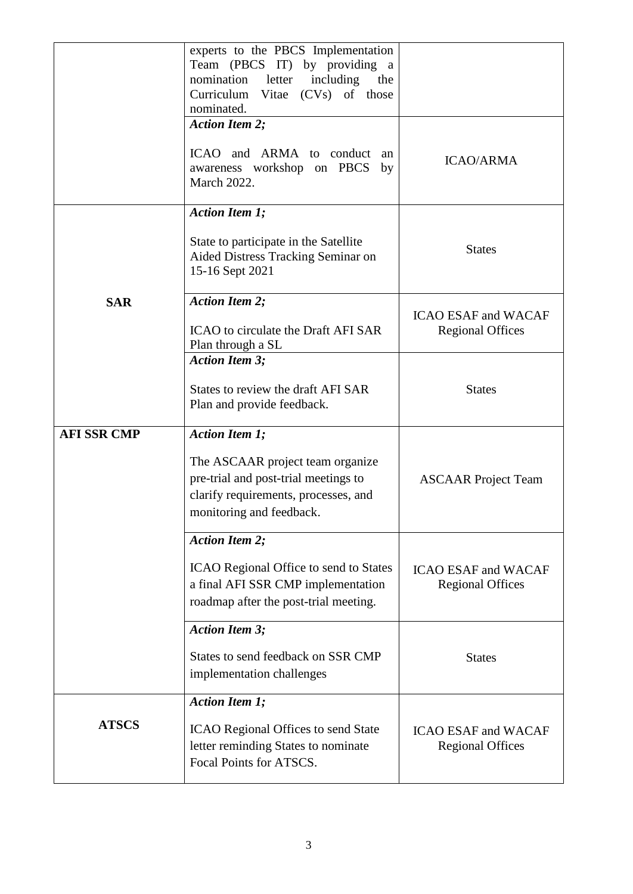| | | |
|---|---|---|
| | experts to the PBCS Implementation Team (PBCS IT) by providing a nomination letter including the Curriculum Vitae (CVs) of those nominated. | |
| | ***Action Item 2;***<br><br>ICAO and ARMA to conduct an awareness workshop on PBCS by March 2022. | ICAO/ARMA |
| **SAR** | ***Action Item 1;***<br><br>State to participate in the Satellite Aided Distress Tracking Seminar on 15-16 Sept 2021 | States |
| | ***Action Item 2;***<br><br>ICAO to circulate the Draft AFI SAR Plan through a SL | ICAO ESAF and WACAF Regional Offices |
| | ***Action Item 3;***<br><br>States to review the draft AFI SAR Plan and provide feedback. | States |
| **AFI SSR CMP** | ***Action Item 1;***<br><br>The ASCAAR project team organize pre-trial and post-trial meetings to clarify requirements, processes, and monitoring and feedback. | ASCAAR Project Team |
| | ***Action Item 2;***<br><br>ICAO Regional Office to send to States a final AFI SSR CMP implementation roadmap after the post-trial meeting. | ICAO ESAF and WACAF Regional Offices |
| | ***Action Item 3;***<br><br>States to send feedback on SSR CMP implementation challenges | States |
| **ATSCS** | ***Action Item 1;***<br><br>ICAO Regional Offices to send State letter reminding States to nominate Focal Points for ATSCS. | ICAO ESAF and WACAF Regional Offices |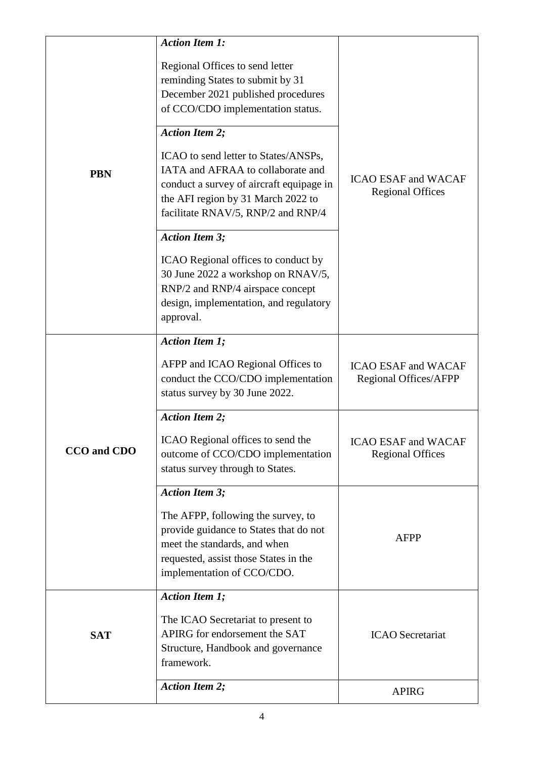| | | |
|---|---|---|
| **PBN** | ***Action Item 1:*** Regional Offices to send letter reminding States to submit by 31 December 2021 published procedures of CCO/CDO implementation status. | ICAO ESAF and WACAF Regional Offices |
| | ***Action Item 2;*** ICAO to send letter to States/ANSPs, IATA and AFRAA to collaborate and conduct a survey of aircraft equipage in the AFI region by 31 March 2022 to facilitate RNAV/5, RNP/2 and RNP/4 | |
| | ***Action Item 3;*** ICAO Regional offices to conduct by 30 June 2022 a workshop on RNAV/5, RNP/2 and RNP/4 airspace concept design, implementation, and regulatory approval. | |
| **CCO and CDO** | ***Action Item 1;*** AFPP and ICAO Regional Offices to conduct the CCO/CDO implementation status survey by 30 June 2022. | ICAO ESAF and WACAF Regional Offices/AFPP |
| | ***Action Item 2;*** ICAO Regional offices to send the outcome of CCO/CDO implementation status survey through to States. | ICAO ESAF and WACAF Regional Offices |
| | ***Action Item 3;*** The AFPP, following the survey, to provide guidance to States that do not meet the standards, and when requested, assist those States in the implementation of CCO/CDO. | AFPP |
| **SAT** | ***Action Item 1;*** The ICAO Secretariat to present to APIRG for endorsement the SAT Structure, Handbook and governance framework. | ICAO Secretariat |
| | ***Action Item 2;*** | APIRG |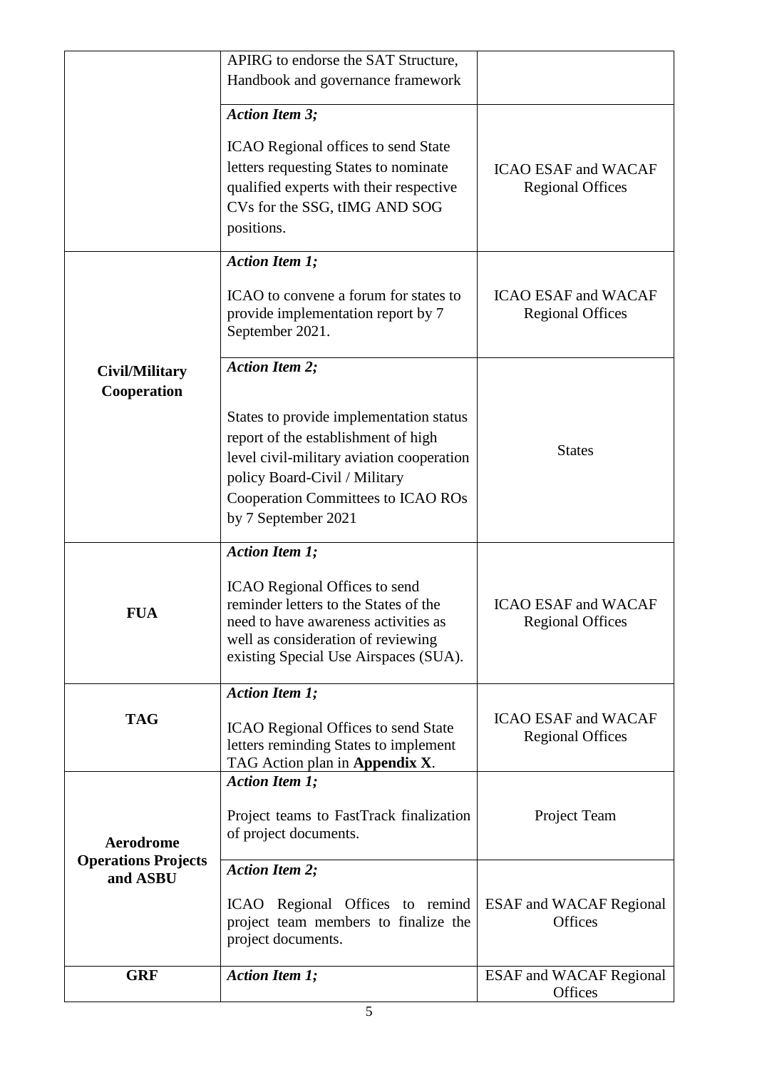| | | |
|---|---|---|
| | APIRG to endorse the SAT Structure, Handbook and governance framework | |
| | ***Action Item 3;*** ICAO Regional offices to send State letters requesting States to nominate qualified experts with their respective CVs for the SSG, tIMG AND SOG positions. | ICAO ESAF and WACAF Regional Offices |
| **Civil/Military Cooperation** | ***Action Item 1;*** ICAO to convene a forum for states to provide implementation report by 7 September 2021. | ICAO ESAF and WACAF Regional Offices |
| | ***Action Item 2;*** States to provide implementation status report of the establishment of high level civil-military aviation cooperation policy Board-Civil / Military Cooperation Committees to ICAO ROs by 7 September 2021 | States |
| **FUA** | ***Action Item 1;*** ICAO Regional Offices to send reminder letters to the States of the need to have awareness activities as well as consideration of reviewing existing Special Use Airspaces (SUA). | ICAO ESAF and WACAF Regional Offices |
| **TAG** | ***Action Item 1;*** ICAO Regional Offices to send State letters reminding States to implement TAG Action plan in **Appendix X**. | ICAO ESAF and WACAF Regional Offices |
| **Aerodrome Operations Projects and ASBU** | ***Action Item 1;*** Project teams to FastTrack finalization of project documents. | Project Team |
| | ***Action Item 2;*** ICAO Regional Offices to remind project team members to finalize the project documents. | ESAF and WACAF Regional Offices |
| **GRF** | ***Action Item 1;*** | ESAF and WACAF Regional Offices |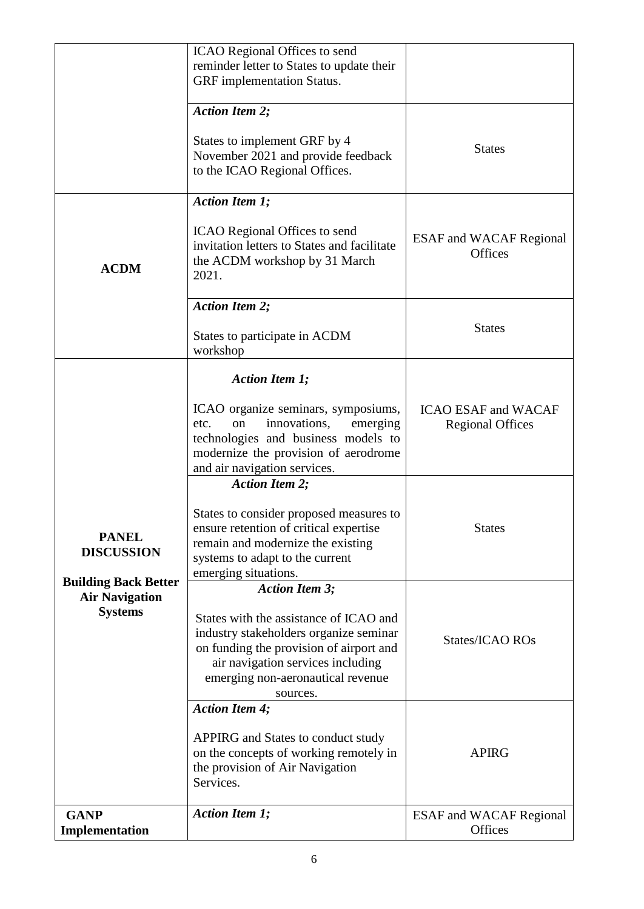| | | |
|---|---|---|
| | ICAO Regional Offices to send reminder letter to States to update their GRF implementation Status. | |
| | ***Action Item 2;*** States to implement GRF by 4 November 2021 and provide feedback to the ICAO Regional Offices. | States |
| **ACDM** | ***Action Item 1;*** ICAO Regional Offices to send invitation letters to States and facilitate the ACDM workshop by 31 March 2021. | ESAF and WACAF Regional Offices |
| | ***Action Item 2;*** States to participate in ACDM workshop | States |
| **PANEL DISCUSSION** **Building Back Better Air Navigation Systems** | ***Action Item 1;*** ICAO organize seminars, symposiums, etc. on innovations, emerging technologies and business models to modernize the provision of aerodrome and air navigation services. | ICAO ESAF and WACAF Regional Offices |
| | ***Action Item 2;*** States to consider proposed measures to ensure retention of critical expertise remain and modernize the existing systems to adapt to the current emerging situations. | States |
| | ***Action Item 3;*** States with the assistance of ICAO and industry stakeholders organize seminar on funding the provision of airport and air navigation services including emerging non-aeronautical revenue sources. | States/ICAO ROs |
| | ***Action Item 4;*** APPIRG and States to conduct study on the concepts of working remotely in the provision of Air Navigation Services. | APIRG |
| **GANP Implementation** | ***Action Item 1;*** | ESAF and WACAF Regional Offices |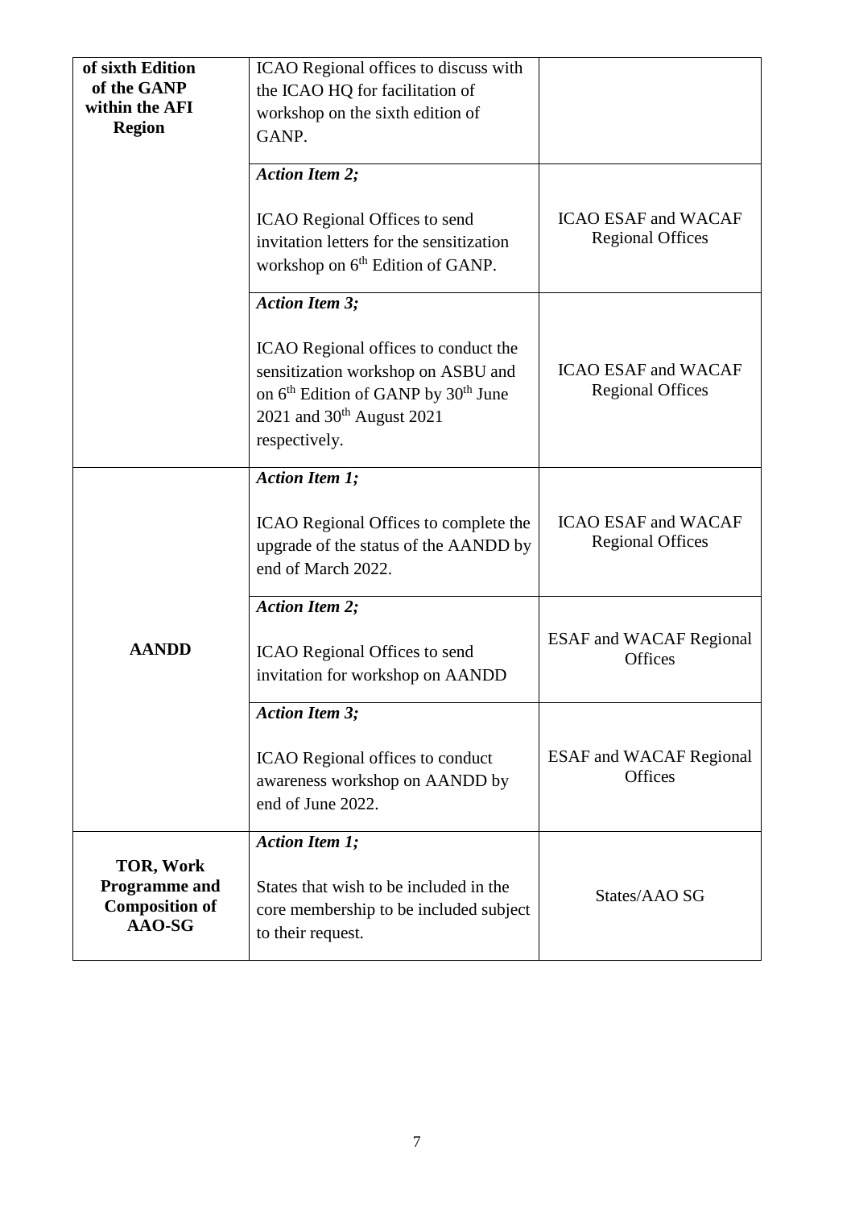| | | |
|---|---|---|
| **of sixth Edition of the GANP within the AFI Region** | ICAO Regional offices to discuss with the ICAO HQ for facilitation of workshop on the sixth edition of GANP. | |
| | ***Action Item 2;*** ICAO Regional Offices to send invitation letters for the sensitization workshop on 6th Edition of GANP. | ICAO ESAF and WACAF Regional Offices |
| | ***Action Item 3;*** ICAO Regional offices to conduct the sensitization workshop on ASBU and on 6th Edition of GANP by 30th June 2021 and 30th August 2021 respectively. | ICAO ESAF and WACAF Regional Offices |
| **AANDD** | ***Action Item 1;*** ICAO Regional Offices to complete the upgrade of the status of the AANDD by end of March 2022. | ICAO ESAF and WACAF Regional Offices |
| | ***Action Item 2;*** ICAO Regional Offices to send invitation for workshop on AANDD | ESAF and WACAF Regional Offices |
| | ***Action Item 3;*** ICAO Regional offices to conduct awareness workshop on AANDD by end of June 2022. | ESAF and WACAF Regional Offices |
| **TOR, Work Programme and Composition of AAO-SG** | ***Action Item 1;*** States that wish to be included in the core membership to be included subject to their request. | States/AAO SG |